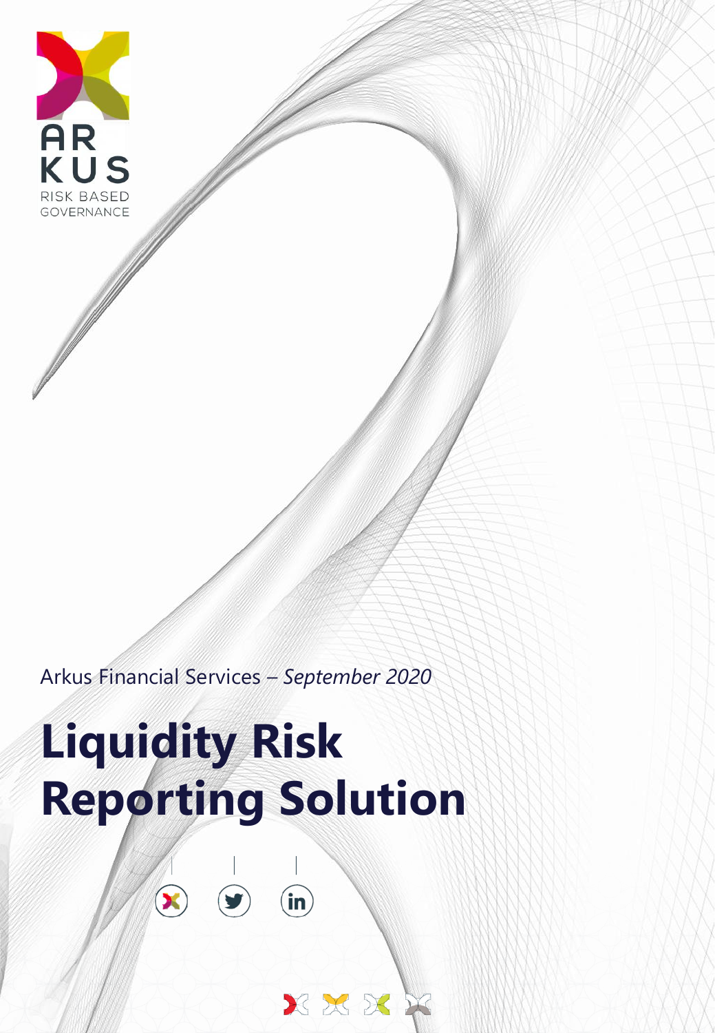ARKUS
RISK BASED GOVERNANCE

Arkus Financial Services – *September 2020*

# Liquidity Risk Reporting Solution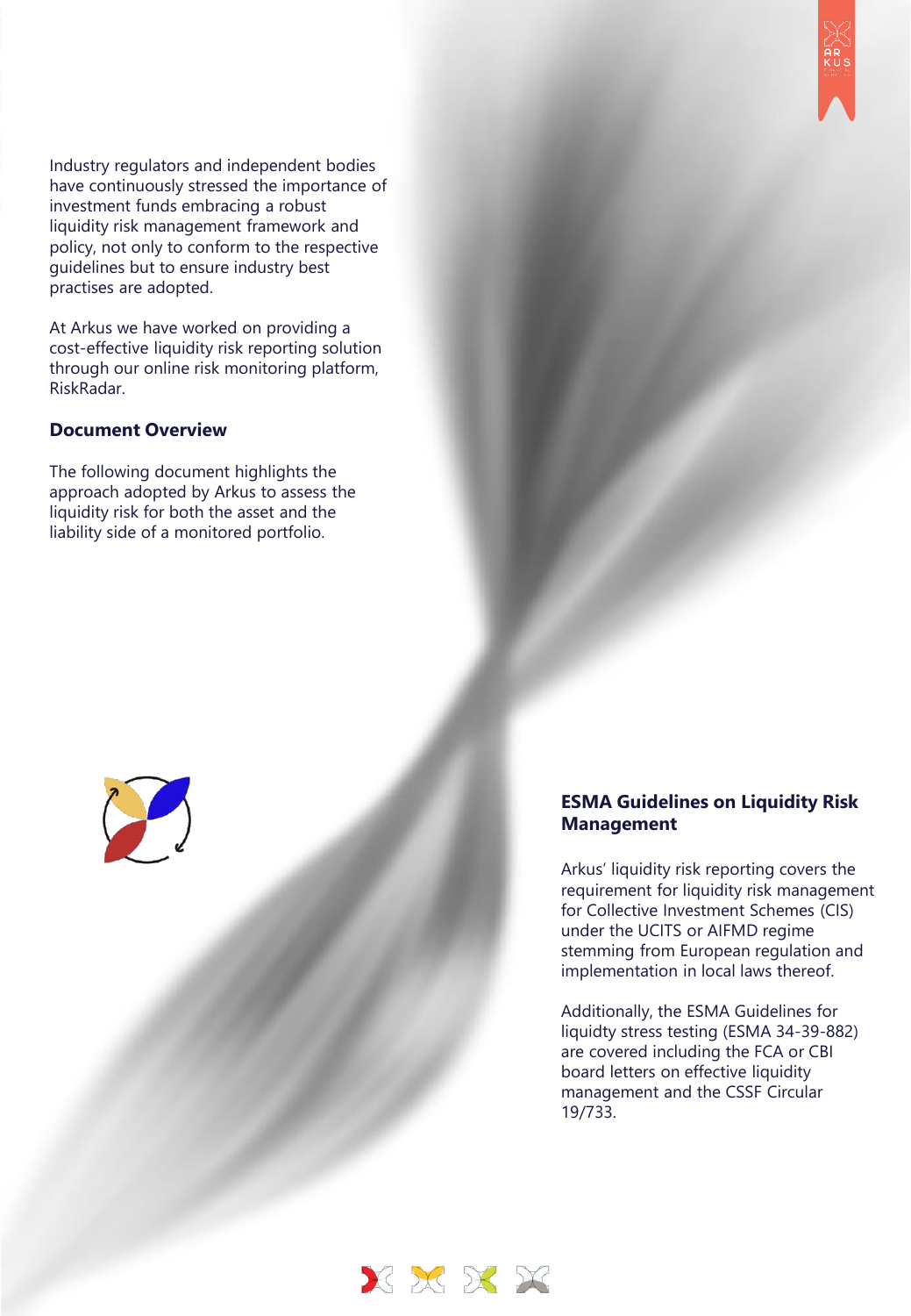Industry regulators and independent bodies have continuously stressed the importance of investment funds embracing a robust liquidity risk management framework and policy, not only to conform to the respective guidelines but to ensure industry best practises are adopted.

At Arkus we have worked on providing a cost-effective liquidity risk reporting solution through our online risk monitoring platform, RiskRadar.

## Document Overview

The following document highlights the approach adopted by Arkus to assess the liquidity risk for both the asset and the liability side of a monitored portfolio.

## ESMA Guidelines on Liquidity Risk Management

Arkus' liquidity risk reporting covers the requirement for liquidity risk management for Collective Investment Schemes (CIS) under the UCITS or AIFMD regime stemming from European regulation and implementation in local laws thereof.

Additionally, the ESMA Guidelines for liquidty stress testing (ESMA 34-39-882) are covered including the FCA or CBI board letters on effective liquidity management and the CSSF Circular 19/733.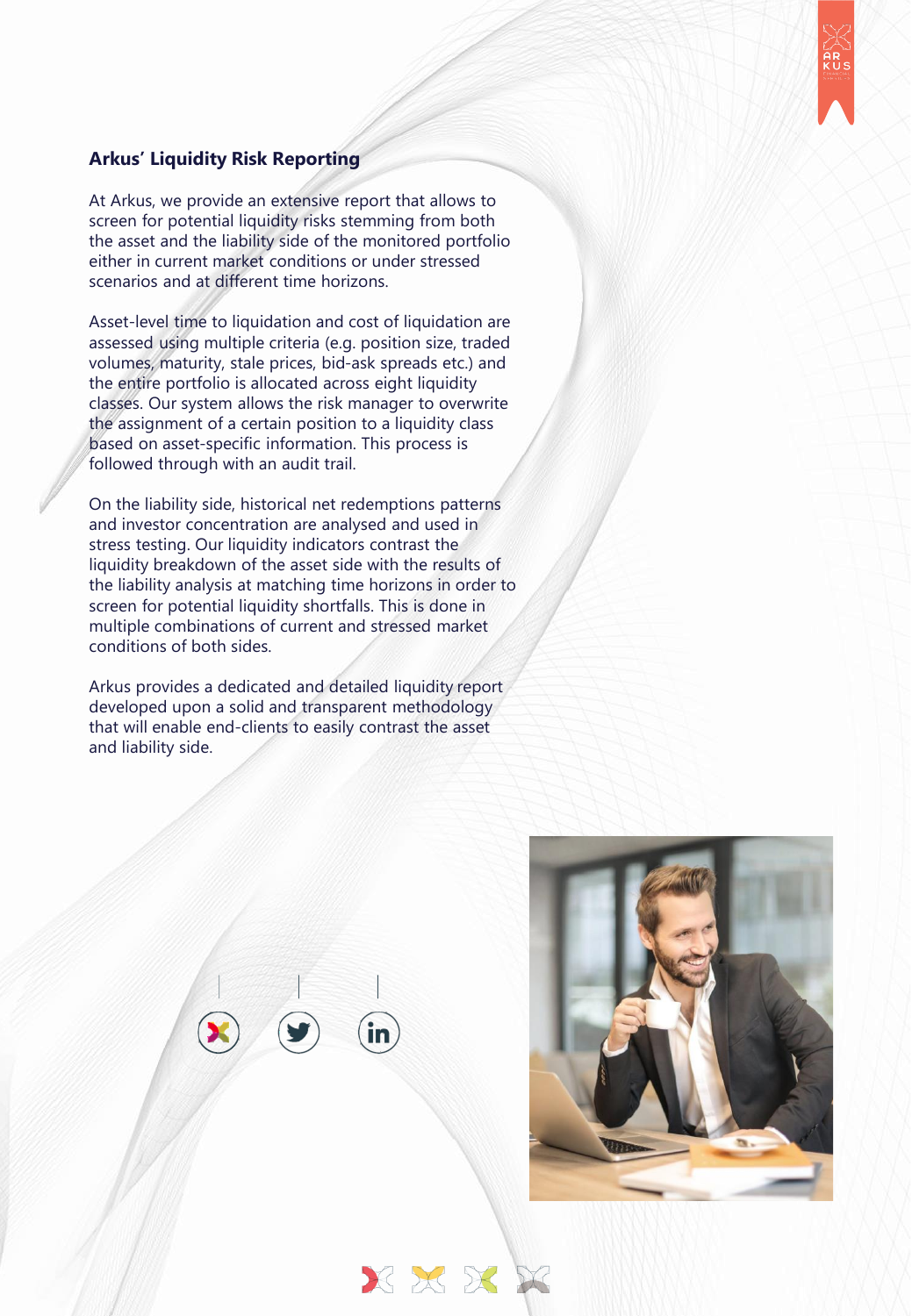## Arkus' Liquidity Risk Reporting

At Arkus, we provide an extensive report that allows to screen for potential liquidity risks stemming from both the asset and the liability side of the monitored portfolio either in current market conditions or under stressed scenarios and at different time horizons.

Asset-level time to liquidation and cost of liquidation are assessed using multiple criteria (e.g. position size, traded volumes, maturity, stale prices, bid-ask spreads etc.) and the entire portfolio is allocated across eight liquidity classes. Our system allows the risk manager to overwrite the assignment of a certain position to a liquidity class based on asset-specific information. This process is followed through with an audit trail.

On the liability side, historical net redemptions patterns and investor concentration are analysed and used in stress testing. Our liquidity indicators contrast the liquidity breakdown of the asset side with the results of the liability analysis at matching time horizons in order to screen for potential liquidity shortfalls. This is done in multiple combinations of current and stressed market conditions of both sides.

Arkus provides a dedicated and detailed liquidity report developed upon a solid and transparent methodology that will enable end-clients to easily contrast the asset and liability side.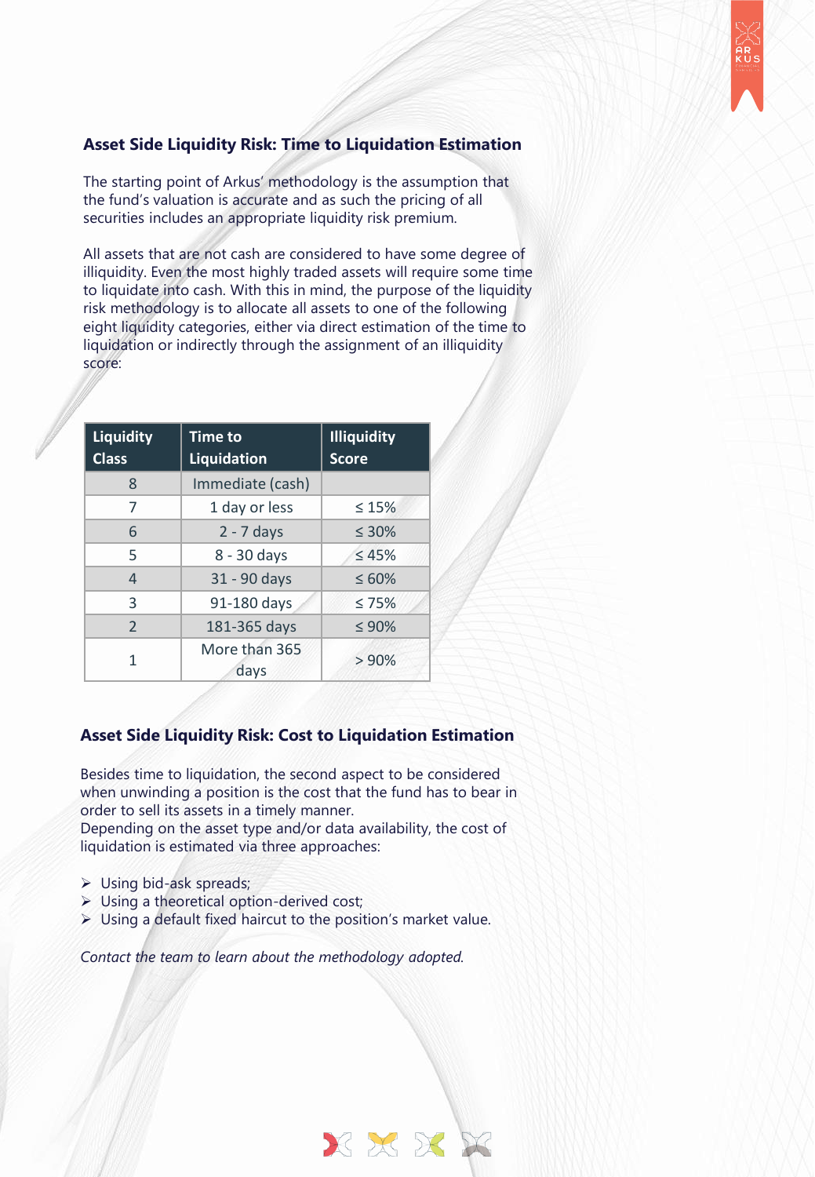## Asset Side Liquidity Risk: Time to Liquidation Estimation

The starting point of Arkus' methodology is the assumption that the fund's valuation is accurate and as such the pricing of all securities includes an appropriate liquidity risk premium.

All assets that are not cash are considered to have some degree of illiquidity. Even the most highly traded assets will require some time to liquidate into cash. With this in mind, the purpose of the liquidity risk methodology is to allocate all assets to one of the following eight liquidity categories, either via direct estimation of the time to liquidation or indirectly through the assignment of an illiquidity score:

| Liquidity Class | Time to Liquidation | Illiquidity Score |
|---|---|---|
| 8 | Immediate (cash) | |
| 7 | 1 day or less | ≤ 15% |
| 6 | 2 - 7 days | ≤ 30% |
| 5 | 8 - 30 days | ≤ 45% |
| 4 | 31 - 90 days | ≤ 60% |
| 3 | 91-180 days | ≤ 75% |
| 2 | 181-365 days | ≤ 90% |
| 1 | More than 365 days | > 90% |

## Asset Side Liquidity Risk: Cost to Liquidation Estimation

Besides time to liquidation, the second aspect to be considered when unwinding a position is the cost that the fund has to bear in order to sell its assets in a timely manner.
Depending on the asset type and/or data availability, the cost of liquidation is estimated via three approaches:

- Using bid-ask spreads;
- Using a theoretical option-derived cost;
- Using a default fixed haircut to the position's market value.

*Contact the team to learn about the methodology adopted.*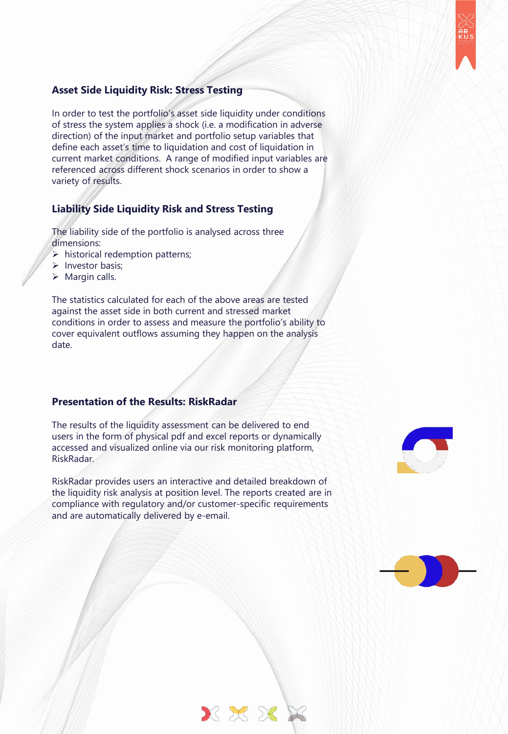## Asset Side Liquidity Risk: Stress Testing

In order to test the portfolio's asset side liquidity under conditions of stress the system applies a shock (i.e. a modification in adverse direction) of the input market and portfolio setup variables that define each asset's time to liquidation and cost of liquidation in current market conditions. A range of modified input variables are referenced across different shock scenarios in order to show a variety of results.

## Liability Side Liquidity Risk and Stress Testing

The liability side of the portfolio is analysed across three dimensions:

- historical redemption patterns;
- Investor basis;
- Margin calls.

The statistics calculated for each of the above areas are tested against the asset side in both current and stressed market conditions in order to assess and measure the portfolio's ability to cover equivalent outflows assuming they happen on the analysis date.

## Presentation of the Results: RiskRadar

The results of the liquidity assessment can be delivered to end users in the form of physical pdf and excel reports or dynamically accessed and visualized online via our risk monitoring platform, RiskRadar.

RiskRadar provides users an interactive and detailed breakdown of the liquidity risk analysis at position level. The reports created are in compliance with regulatory and/or customer-specific requirements and are automatically delivered by e-mail.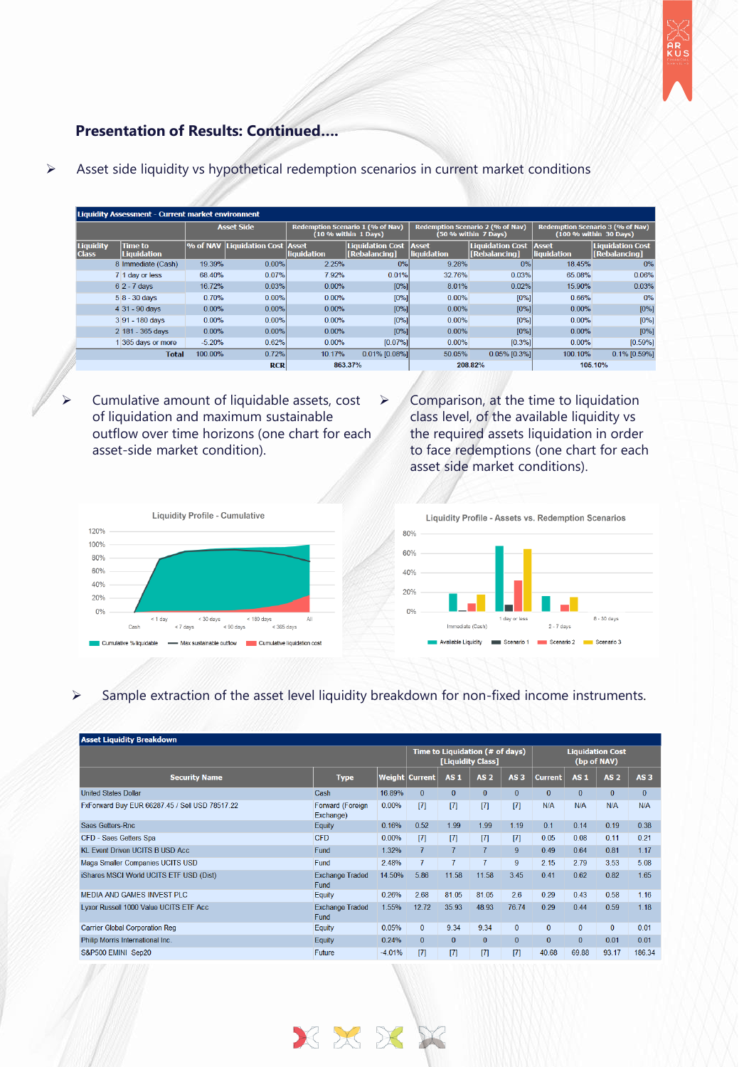## Presentation of Results: Continued....

- Asset side liquidity vs hypothetical redemption scenarios in current market conditions

| Liquidity Assessment - Current market environment | | | | | | | | | |
|---|---|---|---|---|---|---|---|---|---|
| | | Asset Side | | Redemption Scenario 1 (% of Nav) (10 % within 1 Days) | | Redemption Scenario 2 (% of Nav) (50 % within 7 Days) | | Redemption Scenario 3 (% of Nav) (100 % within 30 Days) | |
| Liquidity Class | Time to Liquidation | % of NAV | Liquidation Cost | Asset liquidation | Liquidation Cost [Rebalancing] | Asset liquidation | Liquidation Cost [Rebalancing] | Asset liquidation | Liquidation Cost [Rebalancing] |
| 8 | Immediate (Cash) | 19.39% | 0.00% | 2.25% | 0% | 9.28% | 0% | 18.45% | 0% |
| 7 | 1 day or less | 68.40% | 0.07% | 7.92% | 0.01% | 32.76% | 0.03% | 65.08% | 0.06% |
| 6 | 2 - 7 days | 16.72% | 0.03% | 0.00% | [0%] | 8.01% | 0.02% | 15.90% | 0.03% |
| 5 | 8 - 30 days | 0.70% | 0.00% | 0.00% | [0%] | 0.00% | [0%] | 0.66% | 0% |
| 4 | 31 - 90 days | 0.00% | 0.00% | 0.00% | [0%] | 0.00% | [0%] | 0.00% | [0%] |
| 3 | 91 - 180 days | 0.00% | 0.00% | 0.00% | [0%] | 0.00% | [0%] | 0.00% | [0%] |
| 2 | 181 - 365 days | 0.00% | 0.00% | 0.00% | [0%] | 0.00% | [0%] | 0.00% | [0%] |
| 1 | 365 days or more | -5.20% | 0.62% | 0.00% | [0.07%] | 0.00% | [0.3%] | 0.00% | [0.59%] |
| | Total | 100.00% | 0.72% | 10.17% | 0.01% [0.08%] | 50.05% | 0.05% [0.3%] | 100.10% | 0.1% [0.59%] |
| | | | RCR | 863.37% | | 208.82% | | 105.10% | |

- Cumulative amount of liquidable assets, cost of liquidation and maximum sustainable outflow over time horizons (one chart for each asset-side market condition).

- Comparison, at the time to liquidation class level, of the available liquidity vs the required assets liquidation in order to face redemptions (one chart for each asset side market conditions).

- Sample extraction of the asset level liquidity breakdown for non-fixed income instruments.

| Asset Liquidity Breakdown | | | | | | | | | | |
|---|---|---|---|---|---|---|---|---|---|---|
| | | | Time to Liquidation (# of days) [Liquidity Class] | | | | Liquidation Cost (bp of NAV) | | | |
| Security Name | Type | Weight | Current | AS 1 | AS 2 | AS 3 | Current | AS 1 | AS 2 | AS 3 |
| United States Dollar | Cash | 16.89% | 0 | 0 | 0 | 0 | 0 | 0 | 0 | 0 |
| FxForward Buy EUR 66287.45 / Sell USD 78517.22 | Forward (Foreign Exchange) | 0.00% | [7] | [7] | [7] | [7] | N/A | N/A | N/A | N/A |
| Saes Getters-Rnc | Equity | 0.16% | 0.52 | 1.99 | 1.99 | 1.19 | 0.1 | 0.14 | 0.19 | 0.38 |
| CFD - Saes Getters Spa | CFD | 0.00% | [7] | [7] | [7] | [7] | 0.05 | 0.08 | 0.11 | 0.21 |
| KL Event Driven UCITS B USD Acc | Fund | 1.32% | 7 | 7 | 7 | 9 | 0.49 | 0.64 | 0.81 | 1.17 |
| Maga Smaller Companies UCITS USD | Fund | 2.48% | 7 | 7 | 7 | 9 | 2.15 | 2.79 | 3.53 | 5.08 |
| iShares MSCI World UCITS ETF USD (Dist) | Exchange Traded Fund | 14.50% | 5.86 | 11.58 | 11.58 | 3.45 | 0.41 | 0.62 | 0.82 | 1.65 |
| MEDIA AND GAMES INVEST PLC | Equity | 0.26% | 2.68 | 81.05 | 81.05 | 2.6 | 0.29 | 0.43 | 0.58 | 1.16 |
| Lyxor Russell 1000 Value UCITS ETF Acc | Exchange Traded Fund | 1.55% | 12.72 | 35.93 | 48.93 | 76.74 | 0.29 | 0.44 | 0.59 | 1.18 |
| Carrier Global Corporation Reg | Equity | 0.05% | 0 | 9.34 | 9.34 | 0 | 0 | 0 | 0 | 0.01 |
| Philip Morris International Inc. | Equity | 0.24% | 0 | 0 | 0 | 0 | 0 | 0 | 0.01 | 0.01 |
| S&P500 EMINI Sep20 | Future | -4.01% | [7] | [7] | [7] | [7] | 40.68 | 69.88 | 93.17 | 186.34 |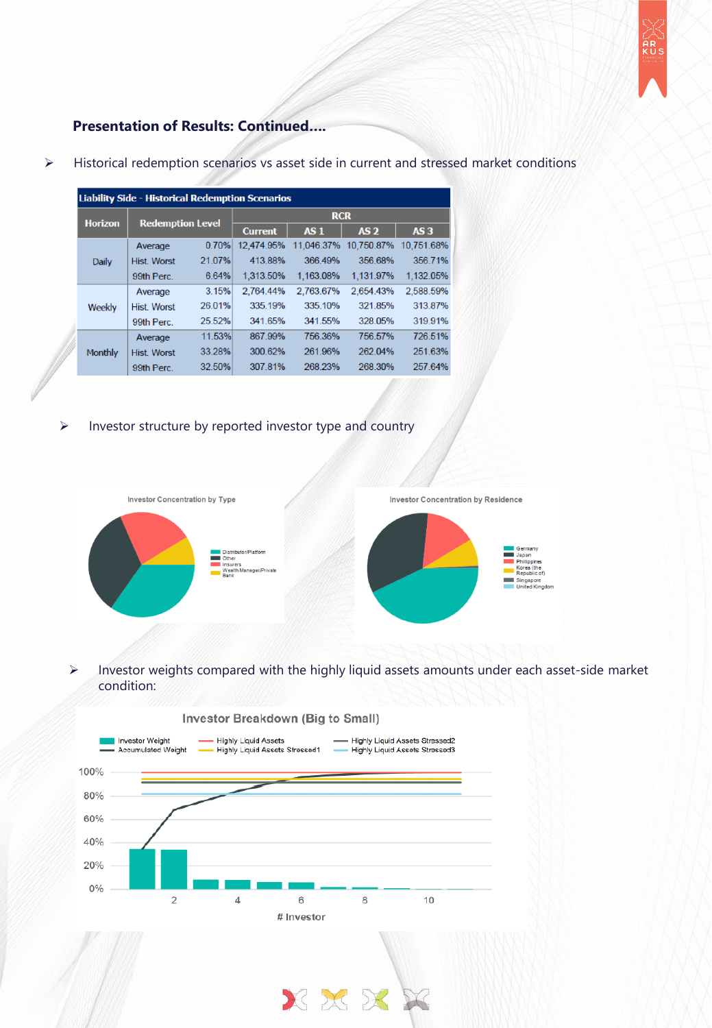**Presentation of Results: Continued....**

- Historical redemption scenarios vs asset side in current and stressed market conditions

| Liability Side - Historical Redemption Scenarios | | | | | | |
|---|---|---|---|---|---|---|
| Horizon | Redemption Level | | RCR | | | |
| | | | Current | AS 1 | AS 2 | AS 3 |
| Daily | Average | 0.70% | 12,474.95% | 11,046.37% | 10,750.87% | 10,751.68% |
| | Hist. Worst | 21.07% | 413.88% | 366.49% | 356.68% | 356.71% |
| | 99th Perc. | 6.64% | 1,313.50% | 1,163.08% | 1,131.97% | 1,132.05% |
| Weekly | Average | 3.15% | 2,764.44% | 2,763.67% | 2,654.43% | 2,588.59% |
| | Hist. Worst | 26.01% | 335.19% | 335.10% | 321.85% | 313.87% |
| | 99th Perc. | 25.52% | 341.65% | 341.55% | 328.05% | 319.91% |
| Monthly | Average | 11.53% | 867.99% | 756.36% | 756.57% | 726.51% |
| | Hist. Worst | 33.28% | 300.62% | 261.96% | 262.04% | 251.63% |
| | 99th Perc. | 32.50% | 307.81% | 268.23% | 268.30% | 257.64% |

- Investor structure by reported investor type and country

- Investor weights compared with the highly liquid assets amounts under each asset-side market condition: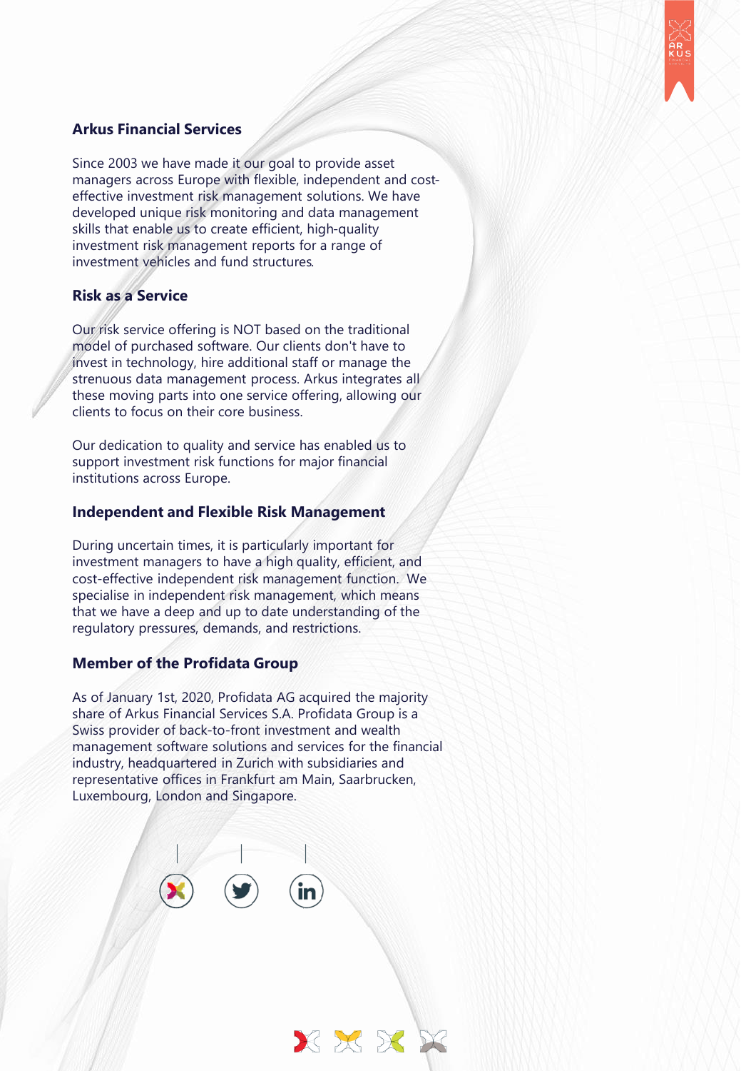## Arkus Financial Services

Since 2003 we have made it our goal to provide asset managers across Europe with flexible, independent and cost-effective investment risk management solutions. We have developed unique risk monitoring and data management skills that enable us to create efficient, high-quality investment risk management reports for a range of investment vehicles and fund structures.

## Risk as a Service

Our risk service offering is NOT based on the traditional model of purchased software. Our clients don't have to invest in technology, hire additional staff or manage the strenuous data management process. Arkus integrates all these moving parts into one service offering, allowing our clients to focus on their core business.

Our dedication to quality and service has enabled us to support investment risk functions for major financial institutions across Europe.

## Independent and Flexible Risk Management

During uncertain times, it is particularly important for investment managers to have a high quality, efficient, and cost-effective independent risk management function. We specialise in independent risk management, which means that we have a deep and up to date understanding of the regulatory pressures, demands, and restrictions.

## Member of the Profidata Group

As of January 1st, 2020, Profidata AG acquired the majority share of Arkus Financial Services S.A. Profidata Group is a Swiss provider of back-to-front investment and wealth management software solutions and services for the financial industry, headquartered in Zurich with subsidiaries and representative offices in Frankfurt am Main, Saarbrucken, Luxembourg, London and Singapore.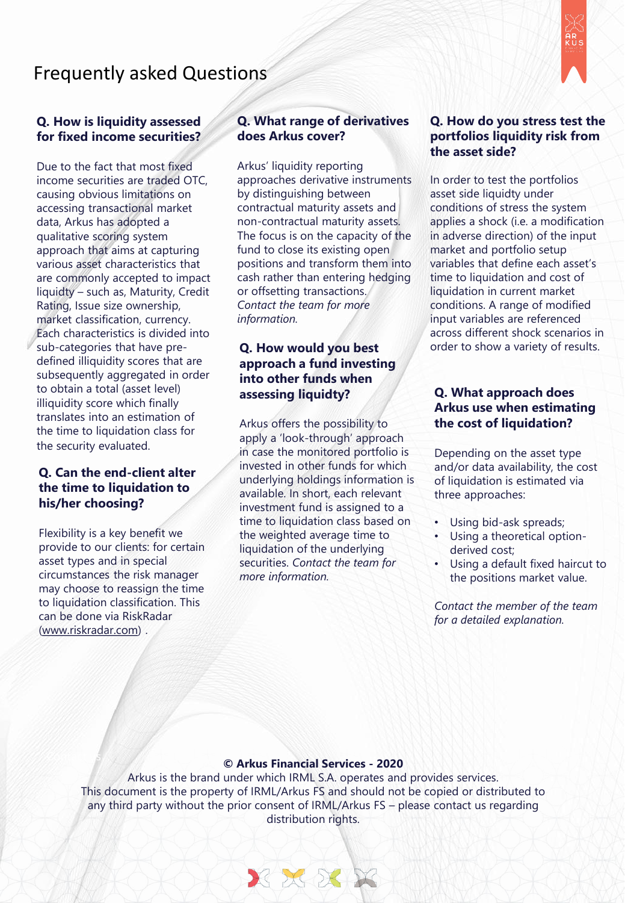# Frequently asked Questions

### Q. How is liquidity assessed for fixed income securities?

Due to the fact that most fixed income securities are traded OTC, causing obvious limitations on accessing transactional market data, Arkus has adopted a qualitative scoring system approach that aims at capturing various asset characteristics that are commonly accepted to impact liquidty – such as, Maturity, Credit Rating, Issue size ownership, market classification, currency. Each characteristics is divided into sub-categories that have pre-defined illiquidity scores that are subsequently aggregated in order to obtain a total (asset level) illiquidity score which finally translates into an estimation of the time to liquidation class for the security evaluated.

### Q. Can the end-client alter the time to liquidation to his/her choosing?

Flexibility is a key benefit we provide to our clients: for certain asset types and in special circumstances the risk manager may choose to reassign the time to liquidation classification. This can be done via RiskRadar (www.riskradar.com) .

### Q. What range of derivatives does Arkus cover?

Arkus' liquidity reporting approaches derivative instruments by distinguishing between contractual maturity assets and non-contractual maturity assets. The focus is on the capacity of the fund to close its existing open positions and transform them into cash rather than entering hedging or offsetting transactions. *Contact the team for more information.*

### Q. How would you best approach a fund investing into other funds when assessing liquidty?

Arkus offers the possibility to apply a 'look-through' approach in case the monitored portfolio is invested in other funds for which underlying holdings information is available. In short, each relevant investment fund is assigned to a time to liquidation class based on the weighted average time to liquidation of the underlying securities. *Contact the team for more information.*

### Q. How do you stress test the portfolios liquidity risk from the asset side?

In order to test the portfolios asset side liquidty under conditions of stress the system applies a shock (i.e. a modification in adverse direction) of the input market and portfolio setup variables that define each asset's time to liquidation and cost of liquidation in current market conditions. A range of modified input variables are referenced across different shock scenarios in order to show a variety of results.

### Q. What approach does Arkus use when estimating the cost of liquidation?

Depending on the asset type and/or data availability, the cost of liquidation is estimated via three approaches:

- Using bid-ask spreads;
- Using a theoretical option-derived cost;
- Using a default fixed haircut to the positions market value.

*Contact the member of the team for a detailed explanation.*

**© Arkus Financial Services - 2020**

Arkus is the brand under which IRML S.A. operates and provides services.
This document is the property of IRML/Arkus FS and should not be copied or distributed to any third party without the prior consent of IRML/Arkus FS – please contact us regarding distribution rights.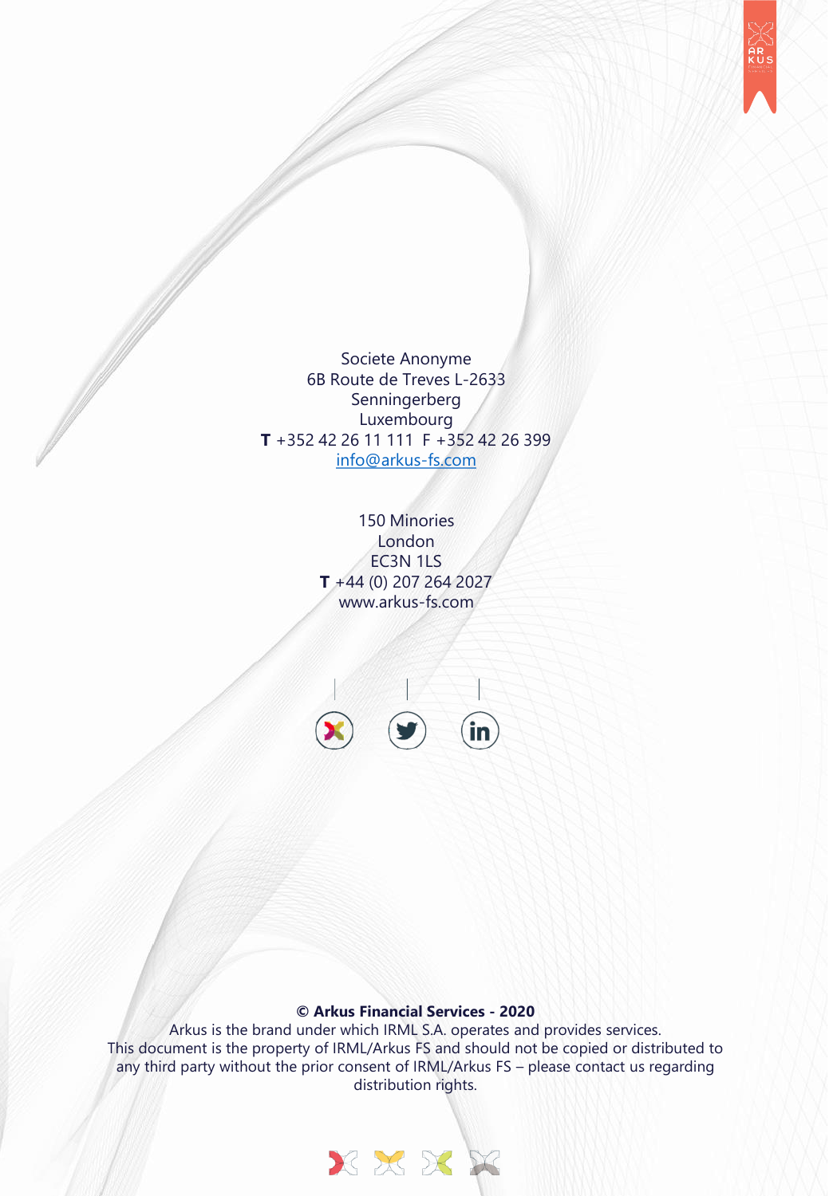Societe Anonyme
6B Route de Treves L-2633
Senningerberg
Luxembourg
**T** +352 42 26 11 111  F +352 42 26 399
info@arkus-fs.com

150 Minories
London
EC3N 1LS
**T** +44 (0) 207 264 2027
www.arkus-fs.com

**© Arkus Financial Services - 2020**
Arkus is the brand under which IRML S.A. operates and provides services.
This document is the property of IRML/Arkus FS and should not be copied or distributed to any third party without the prior consent of IRML/Arkus FS – please contact us regarding distribution rights.